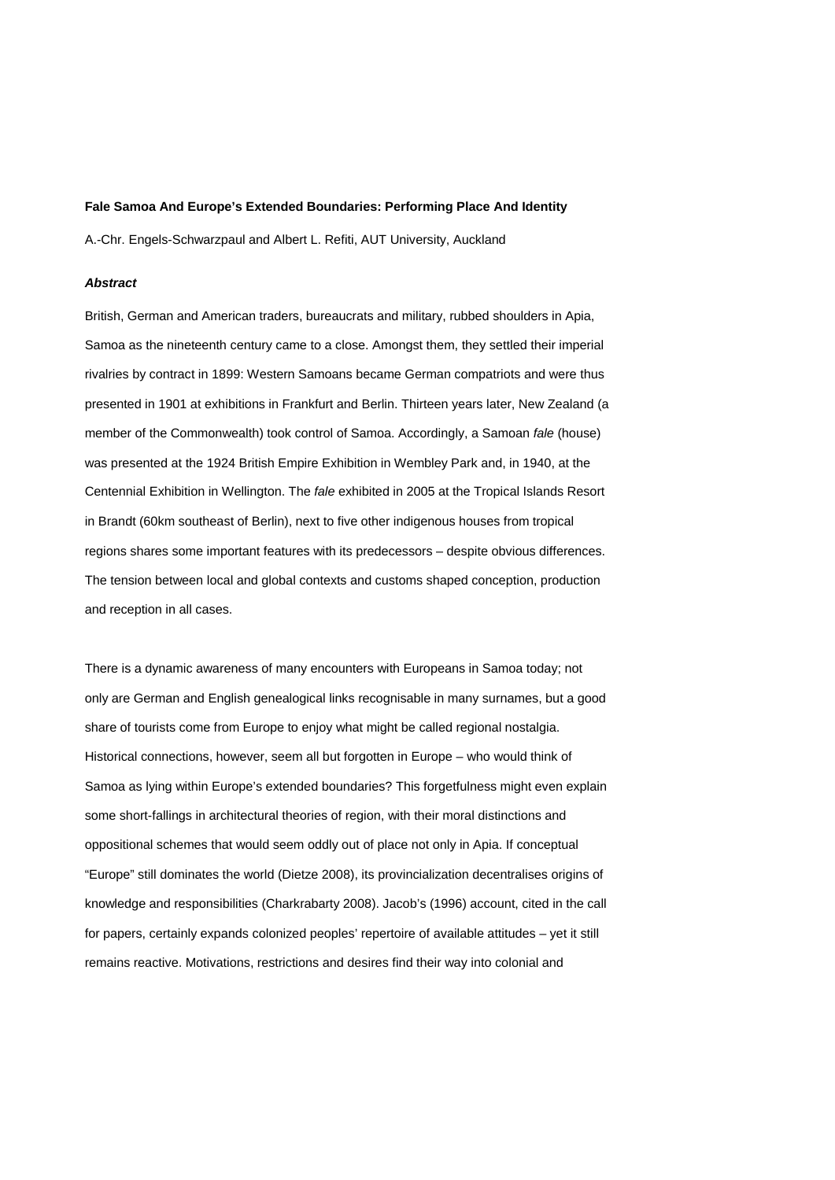**Fale Samoa And Europe's Extended Boundaries: Performing Place And Identity**

A.-Chr. Engels-Schwarzpaul and Albert L. Refiti, AUT University, Auckland

***Abstract***

British, German and American traders, bureaucrats and military, rubbed shoulders in Apia, Samoa as the nineteenth century came to a close. Amongst them, they settled their imperial rivalries by contract in 1899: Western Samoans became German compatriots and were thus presented in 1901 at exhibitions in Frankfurt and Berlin. Thirteen years later, New Zealand (a member of the Commonwealth) took control of Samoa. Accordingly, a Samoan *fale* (house) was presented at the 1924 British Empire Exhibition in Wembley Park and, in 1940, at the Centennial Exhibition in Wellington. The *fale* exhibited in 2005 at the Tropical Islands Resort in Brandt (60km southeast of Berlin), next to five other indigenous houses from tropical regions shares some important features with its predecessors – despite obvious differences. The tension between local and global contexts and customs shaped conception, production and reception in all cases.

There is a dynamic awareness of many encounters with Europeans in Samoa today; not only are German and English genealogical links recognisable in many surnames, but a good share of tourists come from Europe to enjoy what might be called regional nostalgia. Historical connections, however, seem all but forgotten in Europe – who would think of Samoa as lying within Europe's extended boundaries? This forgetfulness might even explain some short-fallings in architectural theories of region, with their moral distinctions and oppositional schemes that would seem oddly out of place not only in Apia. If conceptual "Europe" still dominates the world (Dietze 2008), its provincialization decentralises origins of knowledge and responsibilities (Charkrabarty 2008). Jacob's (1996) account, cited in the call for papers, certainly expands colonized peoples' repertoire of available attitudes – yet it still remains reactive. Motivations, restrictions and desires find their way into colonial and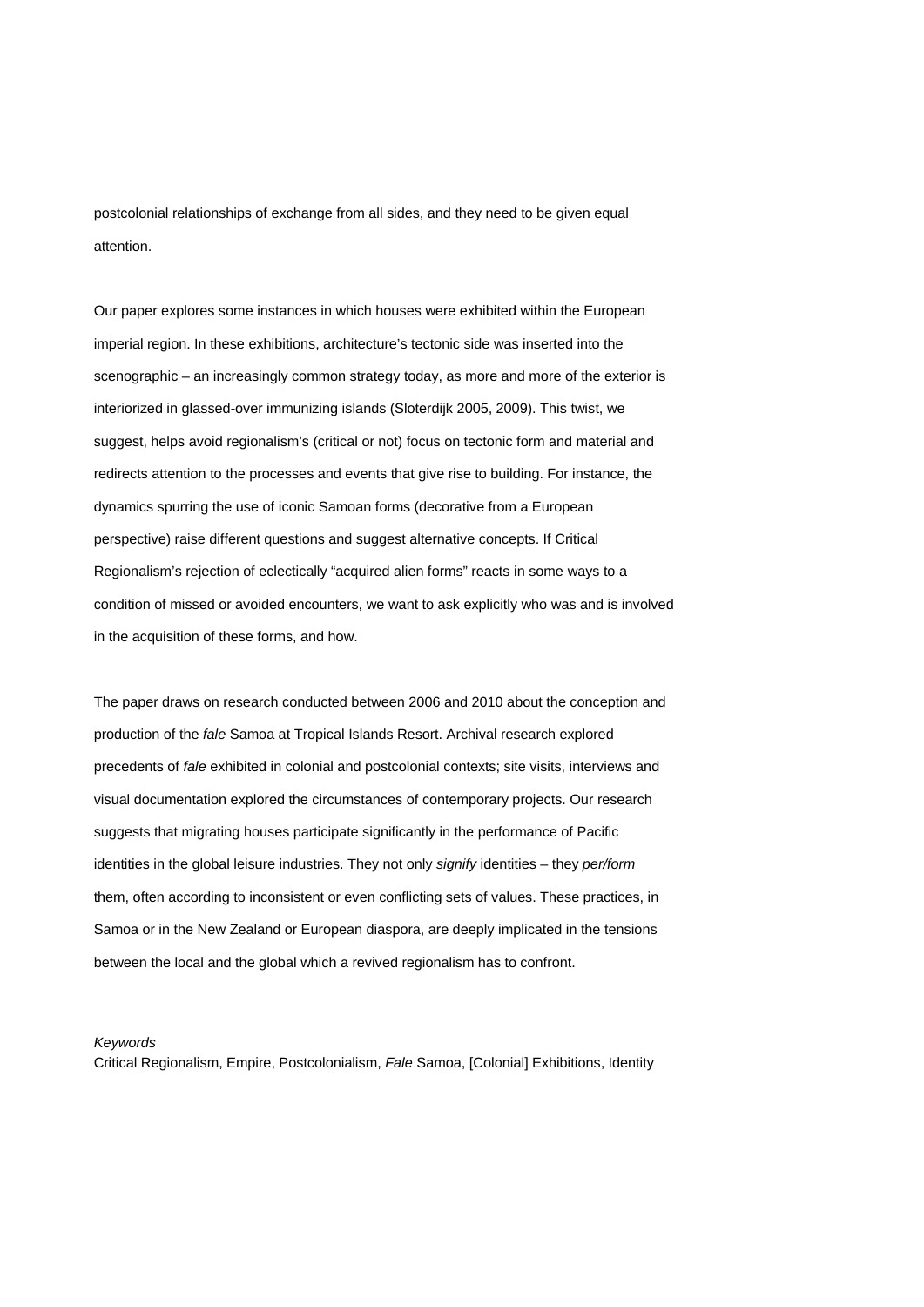postcolonial relationships of exchange from all sides, and they need to be given equal attention.

Our paper explores some instances in which houses were exhibited within the European imperial region. In these exhibitions, architecture's tectonic side was inserted into the scenographic – an increasingly common strategy today, as more and more of the exterior is interiorized in glassed-over immunizing islands (Sloterdijk 2005, 2009). This twist, we suggest, helps avoid regionalism's (critical or not) focus on tectonic form and material and redirects attention to the processes and events that give rise to building. For instance, the dynamics spurring the use of iconic Samoan forms (decorative from a European perspective) raise different questions and suggest alternative concepts. If Critical Regionalism's rejection of eclectically "acquired alien forms" reacts in some ways to a condition of missed or avoided encounters, we want to ask explicitly who was and is involved in the acquisition of these forms, and how.

The paper draws on research conducted between 2006 and 2010 about the conception and production of the *fale* Samoa at Tropical Islands Resort. Archival research explored precedents of *fale* exhibited in colonial and postcolonial contexts; site visits, interviews and visual documentation explored the circumstances of contemporary projects. Our research suggests that migrating houses participate significantly in the performance of Pacific identities in the global leisure industries. They not only *signify* identities – they *per/form* them, often according to inconsistent or even conflicting sets of values. These practices, in Samoa or in the New Zealand or European diaspora, are deeply implicated in the tensions between the local and the global which a revived regionalism has to confront.

*Keywords*
Critical Regionalism, Empire, Postcolonialism, *Fale* Samoa, [Colonial] Exhibitions, Identity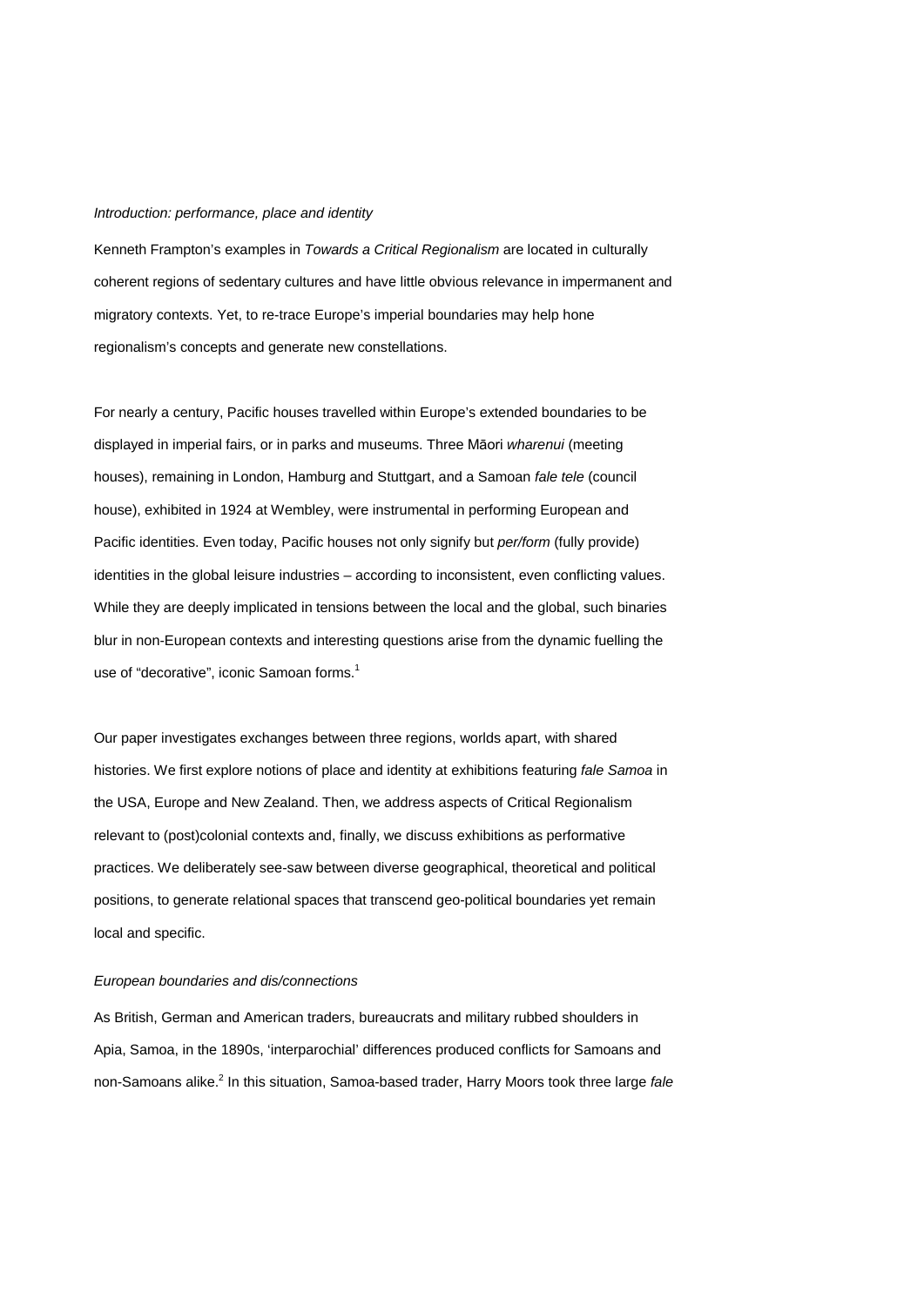*Introduction: performance, place and identity*

Kenneth Frampton's examples in *Towards a Critical Regionalism* are located in culturally coherent regions of sedentary cultures and have little obvious relevance in impermanent and migratory contexts. Yet, to re-trace Europe's imperial boundaries may help hone regionalism's concepts and generate new constellations.

For nearly a century, Pacific houses travelled within Europe's extended boundaries to be displayed in imperial fairs, or in parks and museums. Three Māori *wharenui* (meeting houses), remaining in London, Hamburg and Stuttgart, and a Samoan *fale tele* (council house), exhibited in 1924 at Wembley, were instrumental in performing European and Pacific identities. Even today, Pacific houses not only signify but *per/form* (fully provide) identities in the global leisure industries – according to inconsistent, even conflicting values. While they are deeply implicated in tensions between the local and the global, such binaries blur in non-European contexts and interesting questions arise from the dynamic fuelling the use of "decorative", iconic Samoan forms.[1]

Our paper investigates exchanges between three regions, worlds apart, with shared histories. We first explore notions of place and identity at exhibitions featuring *fale Samoa* in the USA, Europe and New Zealand. Then, we address aspects of Critical Regionalism relevant to (post)colonial contexts and, finally, we discuss exhibitions as performative practices. We deliberately see-saw between diverse geographical, theoretical and political positions, to generate relational spaces that transcend geo-political boundaries yet remain local and specific.

*European boundaries and dis/connections*

As British, German and American traders, bureaucrats and military rubbed shoulders in Apia, Samoa, in the 1890s, 'interparochial' differences produced conflicts for Samoans and non-Samoans alike.[2] In this situation, Samoa-based trader, Harry Moors took three large *fale*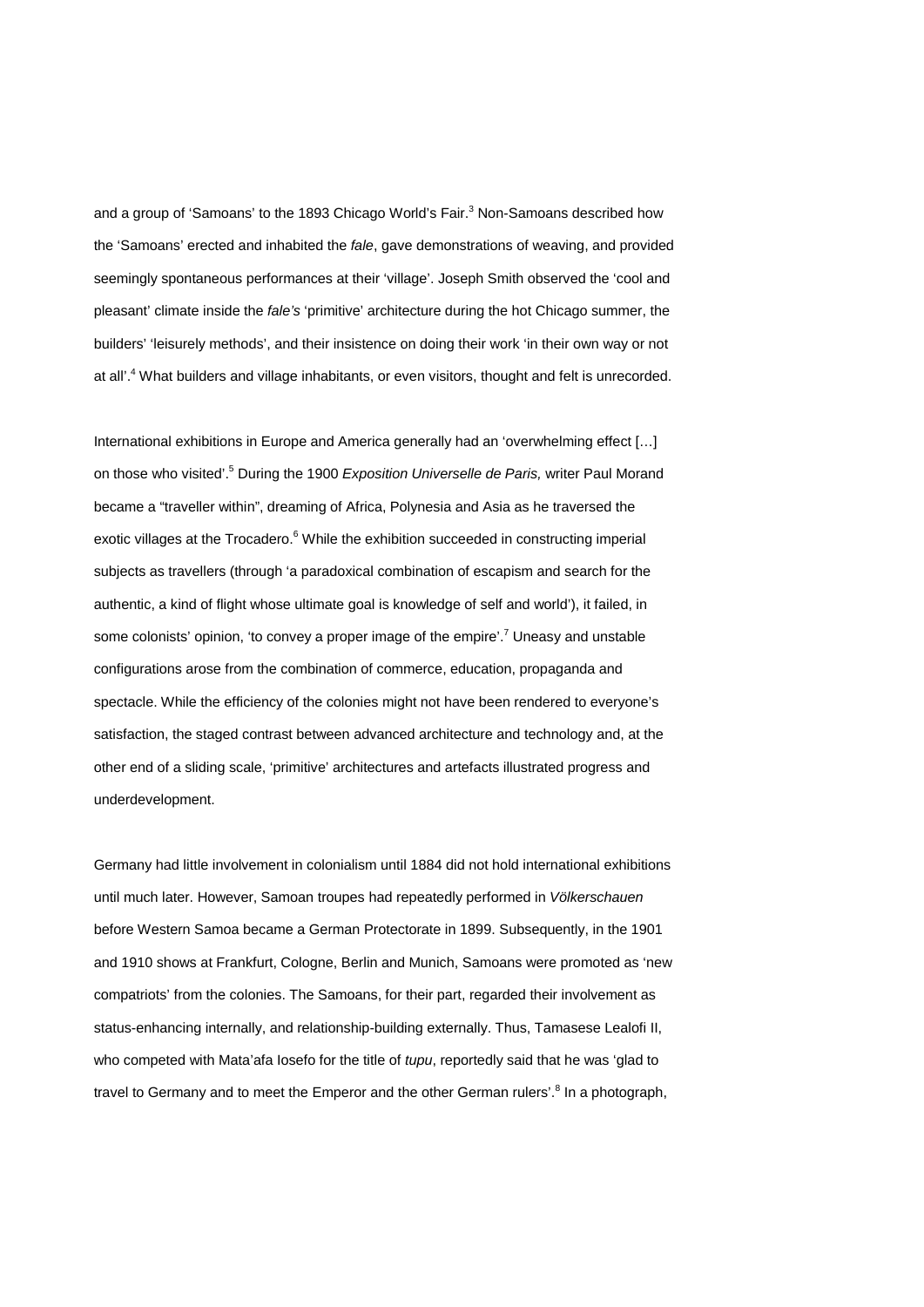and a group of 'Samoans' to the 1893 Chicago World's Fair.[3] Non-Samoans described how the 'Samoans' erected and inhabited the *fale*, gave demonstrations of weaving, and provided seemingly spontaneous performances at their 'village'. Joseph Smith observed the 'cool and pleasant' climate inside the *fale's* 'primitive' architecture during the hot Chicago summer, the builders' 'leisurely methods', and their insistence on doing their work 'in their own way or not at all'.[4] What builders and village inhabitants, or even visitors, thought and felt is unrecorded.

International exhibitions in Europe and America generally had an 'overwhelming effect […] on those who visited'.[5] During the 1900 *Exposition Universelle de Paris,* writer Paul Morand became a "traveller within", dreaming of Africa, Polynesia and Asia as he traversed the exotic villages at the Trocadero.[6] While the exhibition succeeded in constructing imperial subjects as travellers (through 'a paradoxical combination of escapism and search for the authentic, a kind of flight whose ultimate goal is knowledge of self and world'), it failed, in some colonists' opinion, 'to convey a proper image of the empire'.[7] Uneasy and unstable configurations arose from the combination of commerce, education, propaganda and spectacle. While the efficiency of the colonies might not have been rendered to everyone's satisfaction, the staged contrast between advanced architecture and technology and, at the other end of a sliding scale, 'primitive' architectures and artefacts illustrated progress and underdevelopment.

Germany had little involvement in colonialism until 1884 did not hold international exhibitions until much later. However, Samoan troupes had repeatedly performed in *Völkerschauen* before Western Samoa became a German Protectorate in 1899. Subsequently, in the 1901 and 1910 shows at Frankfurt, Cologne, Berlin and Munich, Samoans were promoted as 'new compatriots' from the colonies. The Samoans, for their part, regarded their involvement as status-enhancing internally, and relationship-building externally. Thus, Tamasese Lealofi II, who competed with Mata'afa Iosefo for the title of *tupu*, reportedly said that he was 'glad to travel to Germany and to meet the Emperor and the other German rulers'.[8] In a photograph,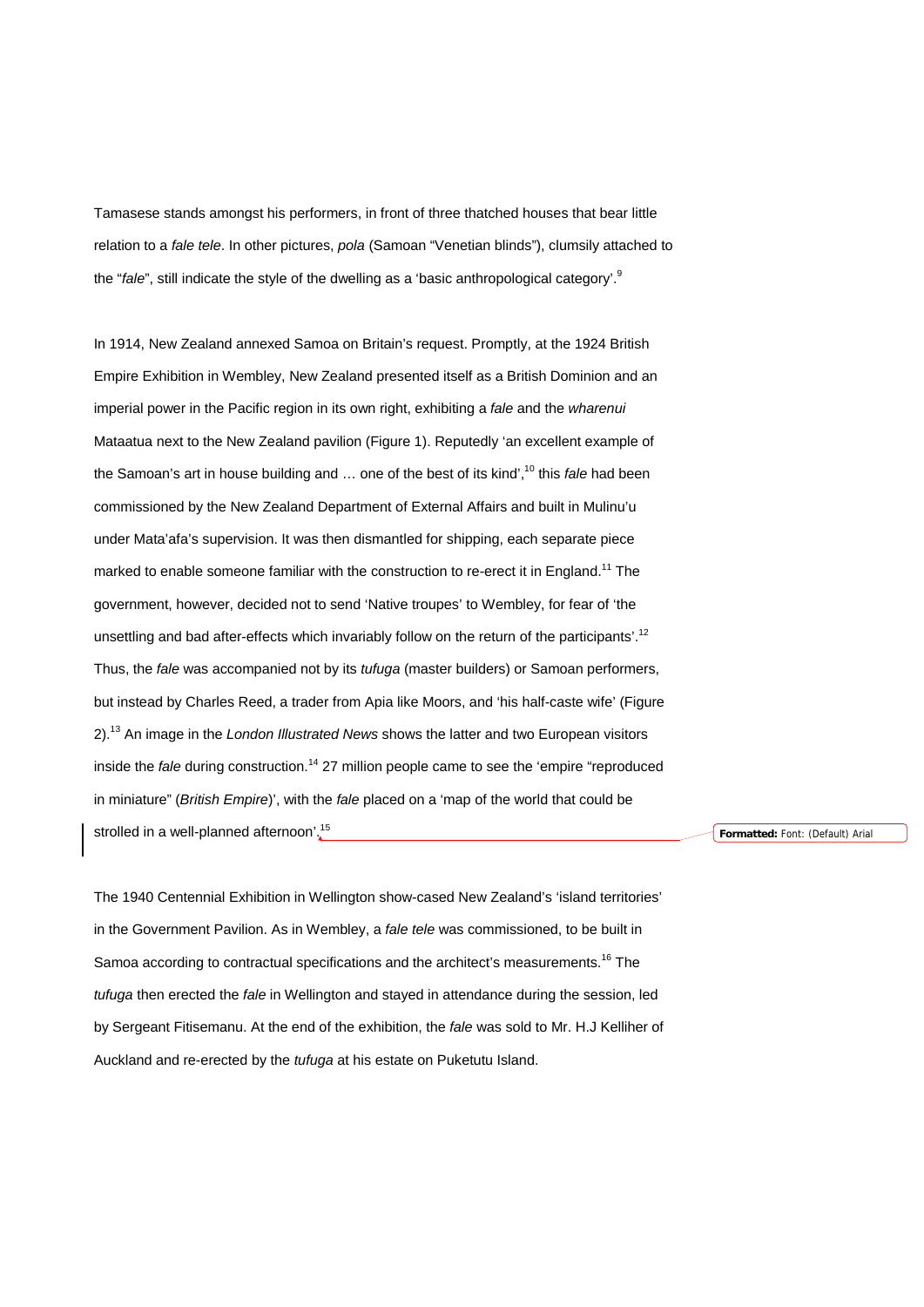Tamasese stands amongst his performers, in front of three thatched houses that bear little relation to a *fale tele*. In other pictures, *pola* (Samoan "Venetian blinds"), clumsily attached to the "*fale*", still indicate the style of the dwelling as a 'basic anthropological category'.[9]

In 1914, New Zealand annexed Samoa on Britain's request. Promptly, at the 1924 British Empire Exhibition in Wembley, New Zealand presented itself as a British Dominion and an imperial power in the Pacific region in its own right, exhibiting a *fale* and the *wharenui* Mataatua next to the New Zealand pavilion (Figure 1). Reputedly 'an excellent example of the Samoan's art in house building and … one of the best of its kind',[10] this *fale* had been commissioned by the New Zealand Department of External Affairs and built in Mulinu'u under Mata'afa's supervision. It was then dismantled for shipping, each separate piece marked to enable someone familiar with the construction to re-erect it in England.[11] The government, however, decided not to send 'Native troupes' to Wembley, for fear of 'the unsettling and bad after-effects which invariably follow on the return of the participants'.[12] Thus, the *fale* was accompanied not by its *tufuga* (master builders) or Samoan performers, but instead by Charles Reed, a trader from Apia like Moors, and 'his half-caste wife' (Figure 2).[13] An image in the *London Illustrated News* shows the latter and two European visitors inside the *fale* during construction.[14] 27 million people came to see the 'empire "reproduced in miniature" (*British Empire*)', with the *fale* placed on a 'map of the world that could be strolled in a well-planned afternoon'.[15]

The 1940 Centennial Exhibition in Wellington show-cased New Zealand's 'island territories' in the Government Pavilion. As in Wembley, a *fale tele* was commissioned, to be built in Samoa according to contractual specifications and the architect's measurements.[16] The *tufuga* then erected the *fale* in Wellington and stayed in attendance during the session, led by Sergeant Fitisemanu. At the end of the exhibition, the *fale* was sold to Mr. H.J Kelliher of Auckland and re-erected by the *tufuga* at his estate on Puketutu Island.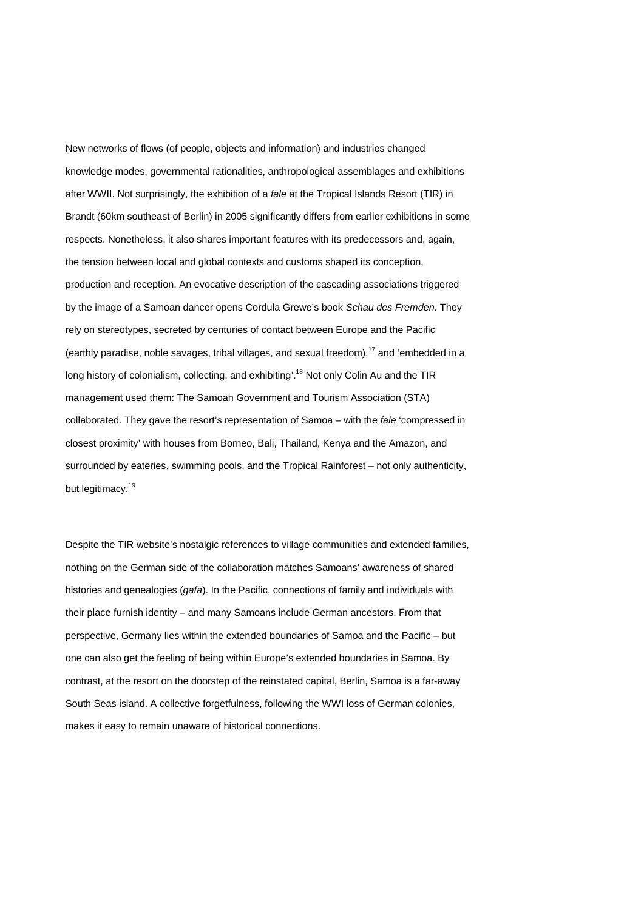New networks of flows (of people, objects and information) and industries changed knowledge modes, governmental rationalities, anthropological assemblages and exhibitions after WWII. Not surprisingly, the exhibition of a *fale* at the Tropical Islands Resort (TIR) in Brandt (60km southeast of Berlin) in 2005 significantly differs from earlier exhibitions in some respects. Nonetheless, it also shares important features with its predecessors and, again, the tension between local and global contexts and customs shaped its conception, production and reception. An evocative description of the cascading associations triggered by the image of a Samoan dancer opens Cordula Grewe's book *Schau des Fremden.* They rely on stereotypes, secreted by centuries of contact between Europe and the Pacific (earthly paradise, noble savages, tribal villages, and sexual freedom),[17] and 'embedded in a long history of colonialism, collecting, and exhibiting'.[18] Not only Colin Au and the TIR management used them: The Samoan Government and Tourism Association (STA) collaborated. They gave the resort's representation of Samoa – with the *fale* 'compressed in closest proximity' with houses from Borneo, Bali, Thailand, Kenya and the Amazon, and surrounded by eateries, swimming pools, and the Tropical Rainforest – not only authenticity, but legitimacy.[19]

Despite the TIR website's nostalgic references to village communities and extended families, nothing on the German side of the collaboration matches Samoans' awareness of shared histories and genealogies (*gafa*). In the Pacific, connections of family and individuals with their place furnish identity – and many Samoans include German ancestors. From that perspective, Germany lies within the extended boundaries of Samoa and the Pacific – but one can also get the feeling of being within Europe's extended boundaries in Samoa. By contrast, at the resort on the doorstep of the reinstated capital, Berlin, Samoa is a far-away South Seas island. A collective forgetfulness, following the WWI loss of German colonies, makes it easy to remain unaware of historical connections.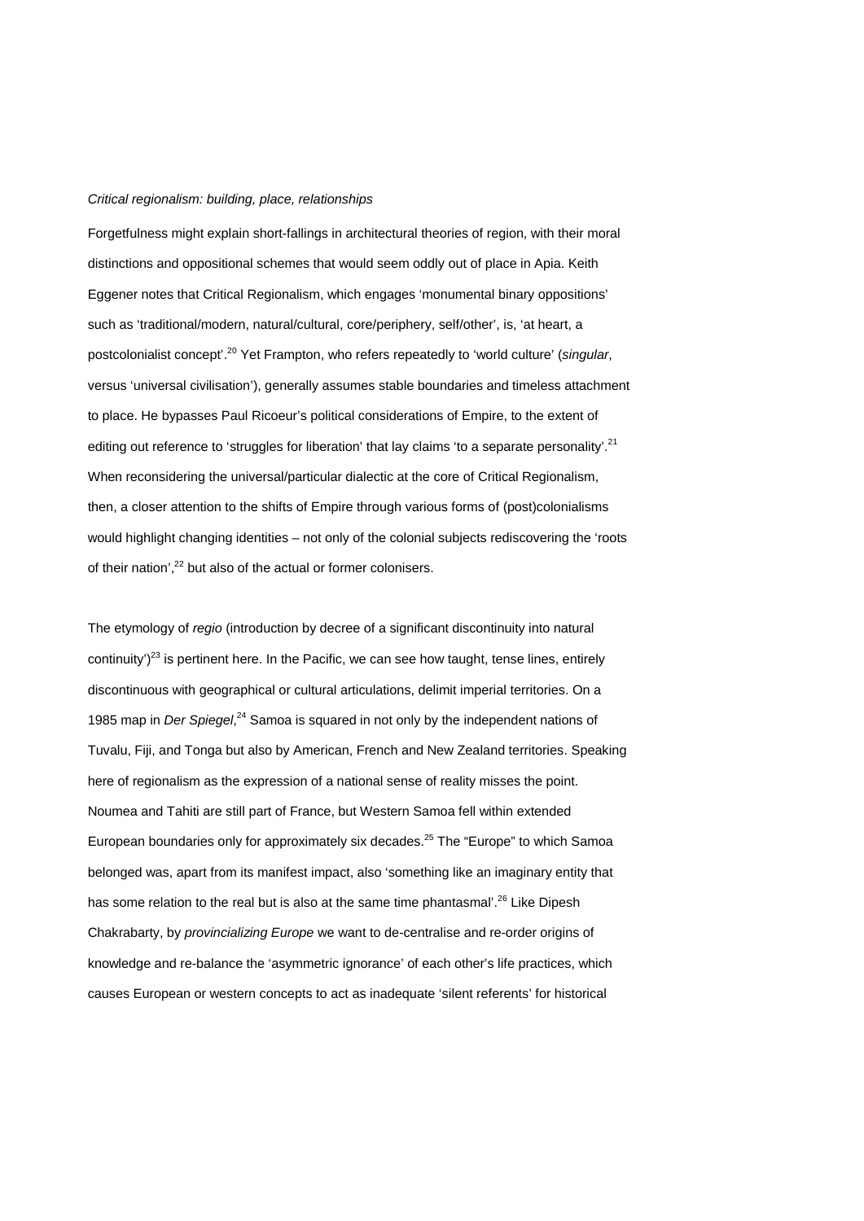*Critical regionalism: building, place, relationships*

Forgetfulness might explain short-fallings in architectural theories of region, with their moral distinctions and oppositional schemes that would seem oddly out of place in Apia. Keith Eggener notes that Critical Regionalism, which engages 'monumental binary oppositions' such as 'traditional/modern, natural/cultural, core/periphery, self/other', is, 'at heart, a postcolonialist concept'.[20] Yet Frampton, who refers repeatedly to 'world culture' (*singular*, versus 'universal civilisation'), generally assumes stable boundaries and timeless attachment to place. He bypasses Paul Ricoeur's political considerations of Empire, to the extent of editing out reference to 'struggles for liberation' that lay claims 'to a separate personality'.[21] When reconsidering the universal/particular dialectic at the core of Critical Regionalism, then, a closer attention to the shifts of Empire through various forms of (post)colonialisms would highlight changing identities – not only of the colonial subjects rediscovering the 'roots of their nation',[22] but also of the actual or former colonisers.

The etymology of *regio* (introduction by decree of a significant discontinuity into natural continuity')[23] is pertinent here. In the Pacific, we can see how taught, tense lines, entirely discontinuous with geographical or cultural articulations, delimit imperial territories. On a 1985 map in *Der Spiegel*,[24] Samoa is squared in not only by the independent nations of Tuvalu, Fiji, and Tonga but also by American, French and New Zealand territories. Speaking here of regionalism as the expression of a national sense of reality misses the point. Noumea and Tahiti are still part of France, but Western Samoa fell within extended European boundaries only for approximately six decades.[25] The "Europe" to which Samoa belonged was, apart from its manifest impact, also 'something like an imaginary entity that has some relation to the real but is also at the same time phantasmal'.[26] Like Dipesh Chakrabarty, by *provincializing Europe* we want to de-centralise and re-order origins of knowledge and re-balance the 'asymmetric ignorance' of each other's life practices, which causes European or western concepts to act as inadequate 'silent referents' for historical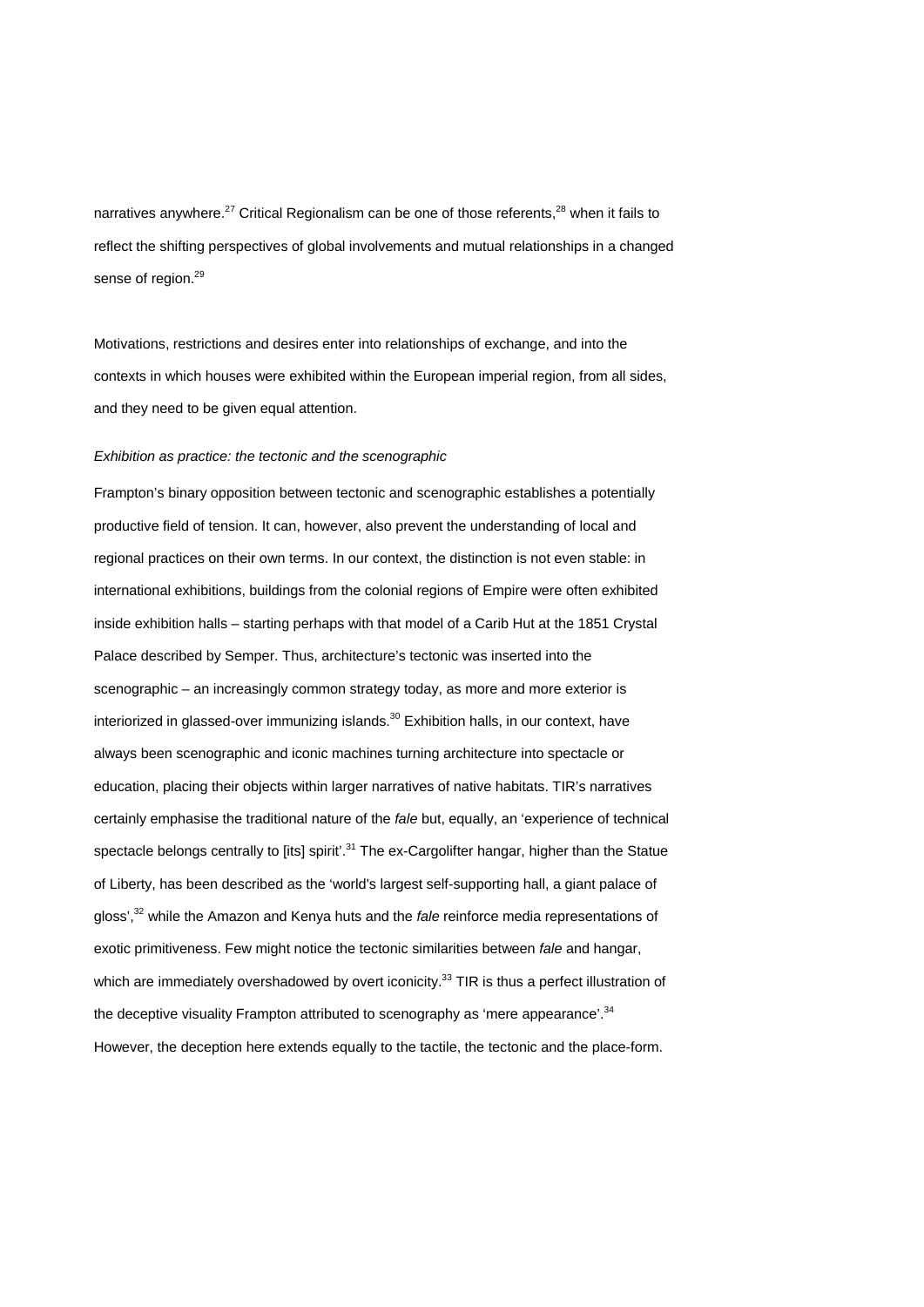narratives anywhere.[27] Critical Regionalism can be one of those referents,[28] when it fails to reflect the shifting perspectives of global involvements and mutual relationships in a changed sense of region.[29]

Motivations, restrictions and desires enter into relationships of exchange, and into the contexts in which houses were exhibited within the European imperial region, from all sides, and they need to be given equal attention.

*Exhibition as practice: the tectonic and the scenographic*

Frampton's binary opposition between tectonic and scenographic establishes a potentially productive field of tension. It can, however, also prevent the understanding of local and regional practices on their own terms. In our context, the distinction is not even stable: in international exhibitions, buildings from the colonial regions of Empire were often exhibited inside exhibition halls – starting perhaps with that model of a Carib Hut at the 1851 Crystal Palace described by Semper. Thus, architecture's tectonic was inserted into the scenographic – an increasingly common strategy today, as more and more exterior is interiorized in glassed-over immunizing islands.[30] Exhibition halls, in our context, have always been scenographic and iconic machines turning architecture into spectacle or education, placing their objects within larger narratives of native habitats. TIR's narratives certainly emphasise the traditional nature of the *fale* but, equally, an 'experience of technical spectacle belongs centrally to [its] spirit'.[31] The ex-Cargolifter hangar, higher than the Statue of Liberty, has been described as the 'world's largest self-supporting hall, a giant palace of gloss',[32] while the Amazon and Kenya huts and the *fale* reinforce media representations of exotic primitiveness. Few might notice the tectonic similarities between *fale* and hangar, which are immediately overshadowed by overt iconicity.[33] TIR is thus a perfect illustration of the deceptive visuality Frampton attributed to scenography as 'mere appearance'.[34] However, the deception here extends equally to the tactile, the tectonic and the place-form.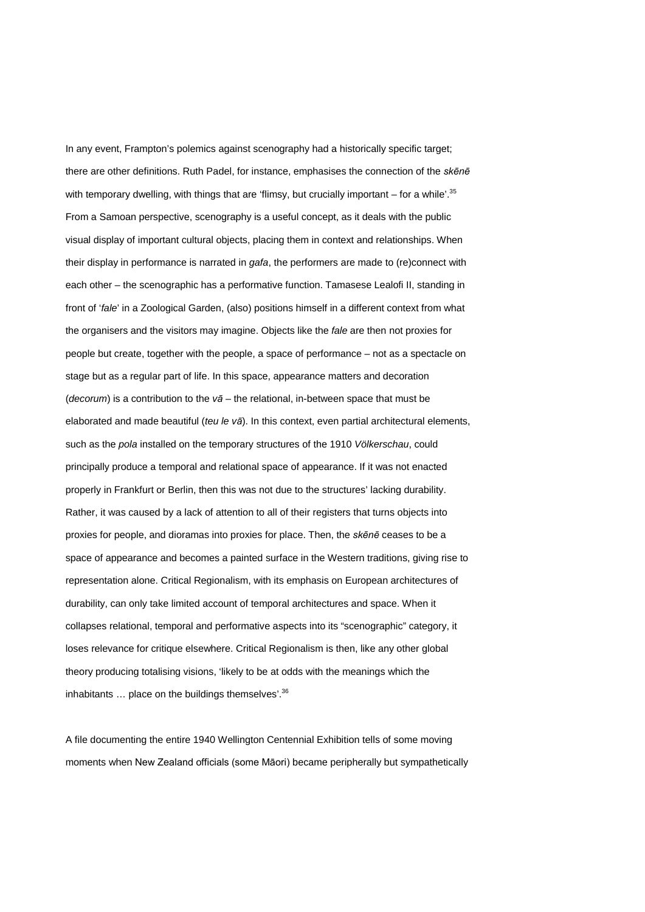In any event, Frampton's polemics against scenography had a historically specific target; there are other definitions. Ruth Padel, for instance, emphasises the connection of the *skēnē* with temporary dwelling, with things that are 'flimsy, but crucially important – for a while'.[35] From a Samoan perspective, scenography is a useful concept, as it deals with the public visual display of important cultural objects, placing them in context and relationships. When their display in performance is narrated in *gafa*, the performers are made to (re)connect with each other – the scenographic has a performative function. Tamasese Lealofi II, standing in front of '*fale*' in a Zoological Garden, (also) positions himself in a different context from what the organisers and the visitors may imagine. Objects like the *fale* are then not proxies for people but create, together with the people, a space of performance – not as a spectacle on stage but as a regular part of life. In this space, appearance matters and decoration (*decorum*) is a contribution to the *vā* – the relational, in-between space that must be elaborated and made beautiful (*teu le vā*). In this context, even partial architectural elements, such as the *pola* installed on the temporary structures of the 1910 *Völkerschau*, could principally produce a temporal and relational space of appearance. If it was not enacted properly in Frankfurt or Berlin, then this was not due to the structures' lacking durability. Rather, it was caused by a lack of attention to all of their registers that turns objects into proxies for people, and dioramas into proxies for place. Then, the *skēnē* ceases to be a space of appearance and becomes a painted surface in the Western traditions, giving rise to representation alone. Critical Regionalism, with its emphasis on European architectures of durability, can only take limited account of temporal architectures and space. When it collapses relational, temporal and performative aspects into its "scenographic" category, it loses relevance for critique elsewhere. Critical Regionalism is then, like any other global theory producing totalising visions, 'likely to be at odds with the meanings which the inhabitants … place on the buildings themselves'.[36]

A file documenting the entire 1940 Wellington Centennial Exhibition tells of some moving moments when New Zealand officials (some Māori) became peripherally but sympathetically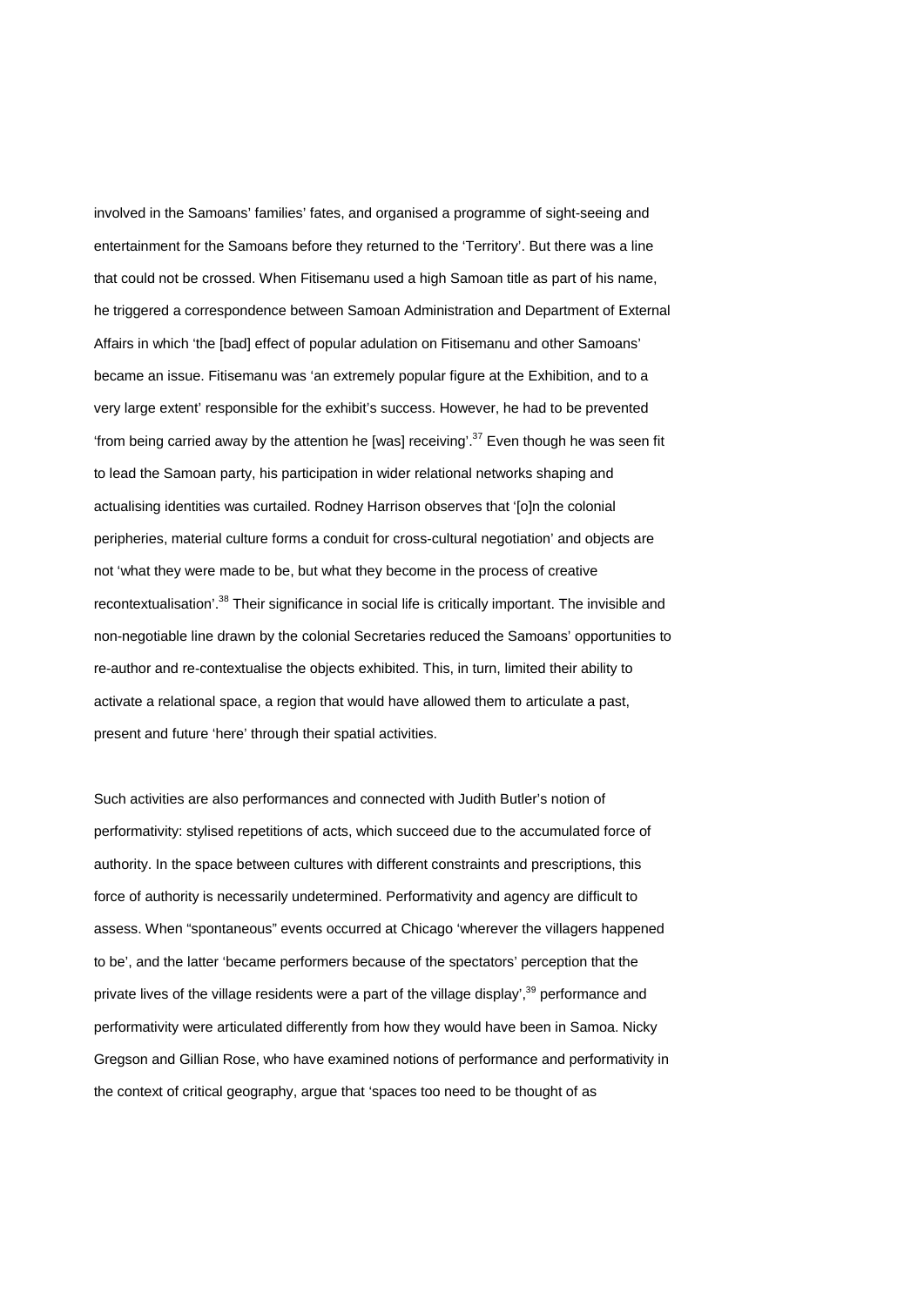involved in the Samoans' families' fates, and organised a programme of sight-seeing and entertainment for the Samoans before they returned to the 'Territory'. But there was a line that could not be crossed. When Fitisemanu used a high Samoan title as part of his name, he triggered a correspondence between Samoan Administration and Department of External Affairs in which 'the [bad] effect of popular adulation on Fitisemanu and other Samoans' became an issue. Fitisemanu was 'an extremely popular figure at the Exhibition, and to a very large extent' responsible for the exhibit's success. However, he had to be prevented 'from being carried away by the attention he [was] receiving'.[37] Even though he was seen fit to lead the Samoan party, his participation in wider relational networks shaping and actualising identities was curtailed. Rodney Harrison observes that '[o]n the colonial peripheries, material culture forms a conduit for cross-cultural negotiation' and objects are not 'what they were made to be, but what they become in the process of creative recontextualisation'.[38] Their significance in social life is critically important. The invisible and non-negotiable line drawn by the colonial Secretaries reduced the Samoans' opportunities to re-author and re-contextualise the objects exhibited. This, in turn, limited their ability to activate a relational space, a region that would have allowed them to articulate a past, present and future 'here' through their spatial activities.

Such activities are also performances and connected with Judith Butler's notion of performativity: stylised repetitions of acts, which succeed due to the accumulated force of authority. In the space between cultures with different constraints and prescriptions, this force of authority is necessarily undetermined. Performativity and agency are difficult to assess. When "spontaneous" events occurred at Chicago 'wherever the villagers happened to be', and the latter 'became performers because of the spectators' perception that the private lives of the village residents were a part of the village display',[39] performance and performativity were articulated differently from how they would have been in Samoa. Nicky Gregson and Gillian Rose, who have examined notions of performance and performativity in the context of critical geography, argue that 'spaces too need to be thought of as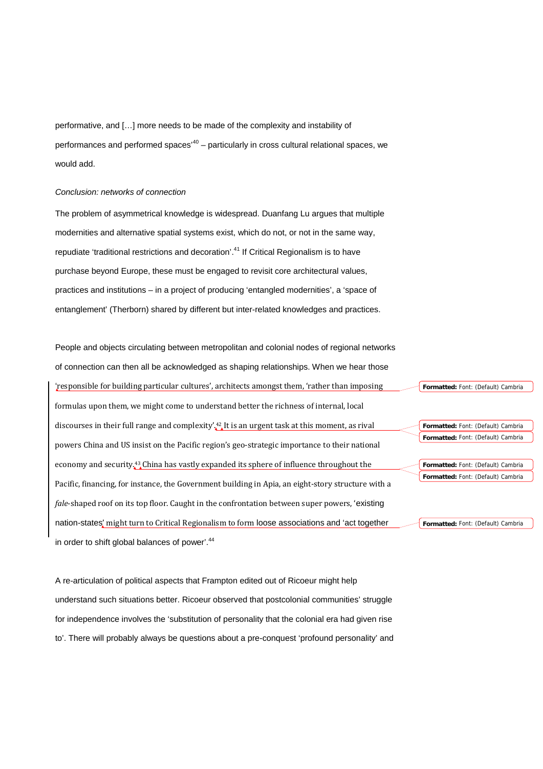performative, and [...] more needs to be made of the complexity and instability of performances and performed spaces'[40] – particularly in cross cultural relational spaces, we would add.

*Conclusion: networks of connection*

The problem of asymmetrical knowledge is widespread. Duanfang Lu argues that multiple modernities and alternative spatial systems exist, which do not, or not in the same way, repudiate 'traditional restrictions and decoration'.[41] If Critical Regionalism is to have purchase beyond Europe, these must be engaged to revisit core architectural values, practices and institutions – in a project of producing 'entangled modernities', a 'space of entanglement' (Therborn) shared by different but inter-related knowledges and practices.

People and objects circulating between metropolitan and colonial nodes of regional networks of connection can then all be acknowledged as shaping relationships. When we hear those 'responsible for building particular cultures', architects amongst them, 'rather than imposing formulas upon them, we might come to understand better the richness of internal, local discourses in their full range and complexity'.[42] It is an urgent task at this moment, as rival powers China and US insist on the Pacific region's geo-strategic importance to their national economy and security.[43] China has vastly expanded its sphere of influence throughout the Pacific, financing, for instance, the Government building in Apia, an eight-story structure with a *fale*-shaped roof on its top floor. Caught in the confrontation between super powers, 'existing nation-states' might turn to Critical Regionalism to form loose associations and 'act together in order to shift global balances of power'.[44]

A re-articulation of political aspects that Frampton edited out of Ricoeur might help understand such situations better. Ricoeur observed that postcolonial communities' struggle for independence involves the 'substitution of personality that the colonial era had given rise to'. There will probably always be questions about a pre-conquest 'profound personality' and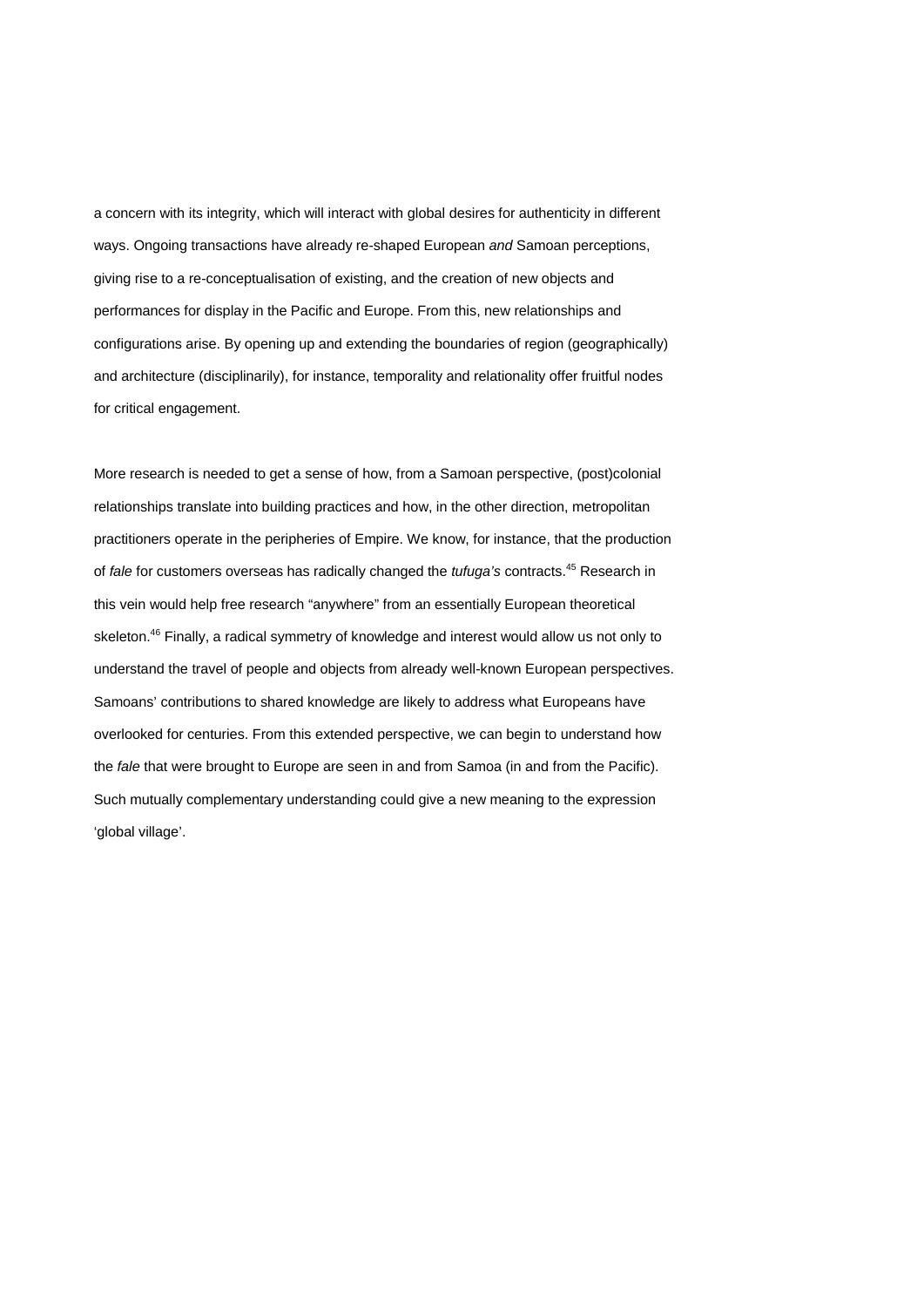a concern with its integrity, which will interact with global desires for authenticity in different ways. Ongoing transactions have already re-shaped European *and* Samoan perceptions, giving rise to a re-conceptualisation of existing, and the creation of new objects and performances for display in the Pacific and Europe. From this, new relationships and configurations arise. By opening up and extending the boundaries of region (geographically) and architecture (disciplinarily), for instance, temporality and relationality offer fruitful nodes for critical engagement.

More research is needed to get a sense of how, from a Samoan perspective, (post)colonial relationships translate into building practices and how, in the other direction, metropolitan practitioners operate in the peripheries of Empire. We know, for instance, that the production of *fale* for customers overseas has radically changed the *tufuga's* contracts.[45] Research in this vein would help free research "anywhere" from an essentially European theoretical skeleton.[46] Finally, a radical symmetry of knowledge and interest would allow us not only to understand the travel of people and objects from already well-known European perspectives. Samoans' contributions to shared knowledge are likely to address what Europeans have overlooked for centuries. From this extended perspective, we can begin to understand how the *fale* that were brought to Europe are seen in and from Samoa (in and from the Pacific). Such mutually complementary understanding could give a new meaning to the expression 'global village'.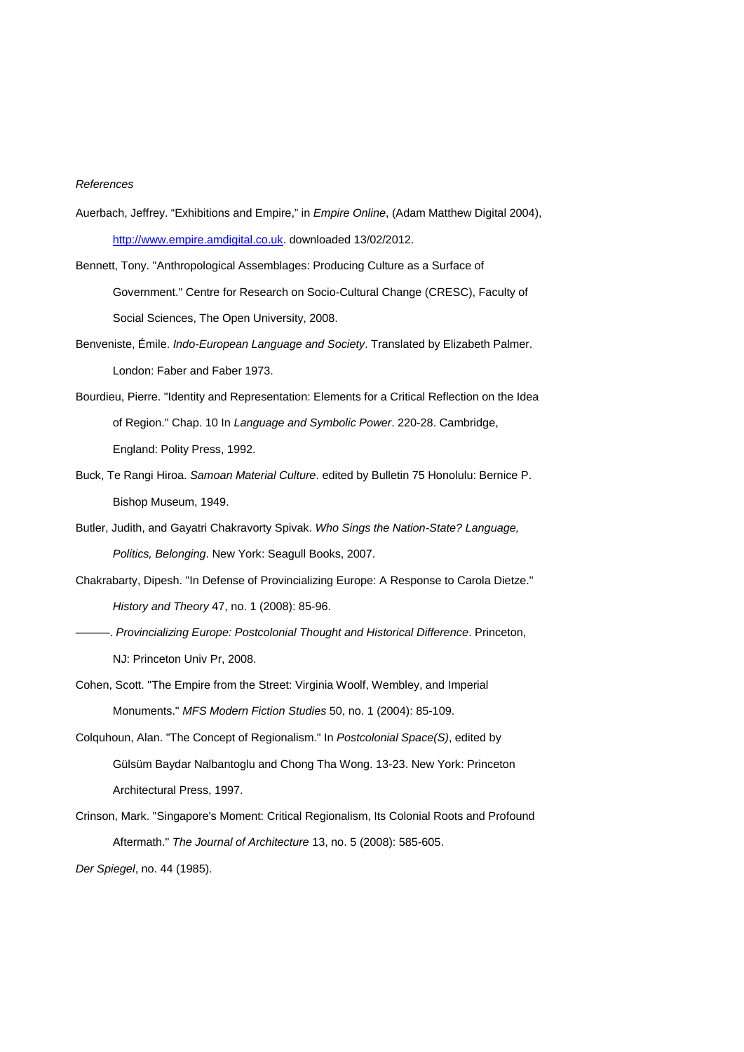*References*

Auerbach, Jeffrey. "Exhibitions and Empire," in *Empire Online*, (Adam Matthew Digital 2004), http://www.empire.amdigital.co.uk. downloaded 13/02/2012.

Bennett, Tony. "Anthropological Assemblages: Producing Culture as a Surface of Government." Centre for Research on Socio-Cultural Change (CRESC), Faculty of Social Sciences, The Open University, 2008.

Benveniste, Émile. *Indo-European Language and Society*. Translated by Elizabeth Palmer. London: Faber and Faber 1973.

Bourdieu, Pierre. "Identity and Representation: Elements for a Critical Reflection on the Idea of Region." Chap. 10 In *Language and Symbolic Power*. 220-28. Cambridge, England: Polity Press, 1992.

Buck, Te Rangi Hiroa. *Samoan Material Culture*. edited by Bulletin 75 Honolulu: Bernice P. Bishop Museum, 1949.

Butler, Judith, and Gayatri Chakravorty Spivak. *Who Sings the Nation-State? Language, Politics, Belonging*. New York: Seagull Books, 2007.

Chakrabarty, Dipesh. "In Defense of Provincializing Europe: A Response to Carola Dietze." *History and Theory* 47, no. 1 (2008): 85-96.

———. *Provincializing Europe: Postcolonial Thought and Historical Difference*. Princeton, NJ: Princeton Univ Pr, 2008.

Cohen, Scott. "The Empire from the Street: Virginia Woolf, Wembley, and Imperial Monuments." *MFS Modern Fiction Studies* 50, no. 1 (2004): 85-109.

Colquhoun, Alan. "The Concept of Regionalism." In *Postcolonial Space(S)*, edited by Gülsüm Baydar Nalbantoglu and Chong Tha Wong. 13-23. New York: Princeton Architectural Press, 1997.

Crinson, Mark. "Singapore's Moment: Critical Regionalism, Its Colonial Roots and Profound Aftermath." *The Journal of Architecture* 13, no. 5 (2008): 585-605.

*Der Spiegel*, no. 44 (1985).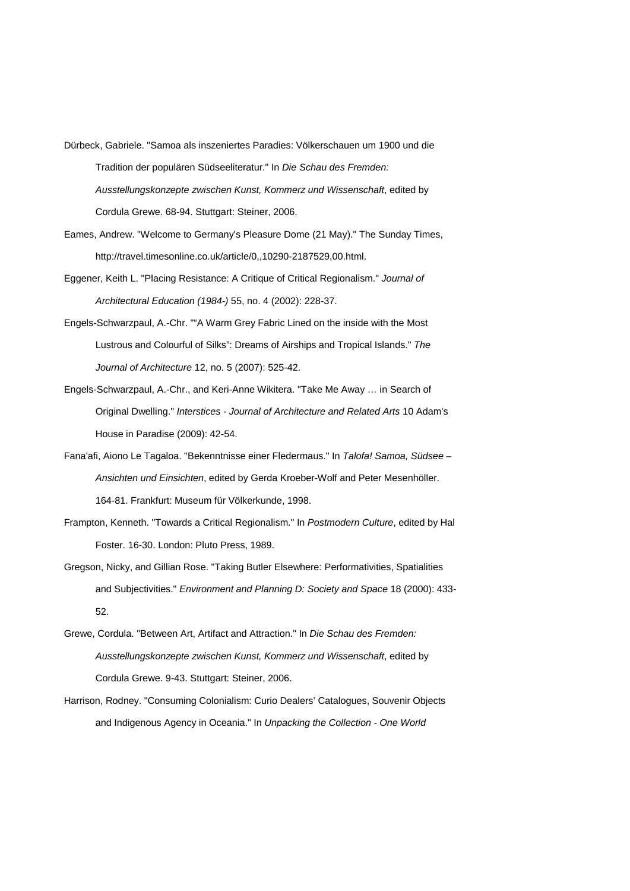Dürbeck, Gabriele. "Samoa als inszeniertes Paradies: Völkerschauen um 1900 und die Tradition der populären Südseeliteratur." In *Die Schau des Fremden: Ausstellungskonzepte zwischen Kunst, Kommerz und Wissenschaft*, edited by Cordula Grewe. 68-94. Stuttgart: Steiner, 2006.

Eames, Andrew. "Welcome to Germany's Pleasure Dome (21 May)." The Sunday Times, http://travel.timesonline.co.uk/article/0,,10290-2187529,00.html.

Eggener, Keith L. "Placing Resistance: A Critique of Critical Regionalism." *Journal of Architectural Education (1984-)* 55, no. 4 (2002): 228-37.

Engels-Schwarzpaul, A.-Chr. ""A Warm Grey Fabric Lined on the inside with the Most Lustrous and Colourful of Silks": Dreams of Airships and Tropical Islands." *The Journal of Architecture* 12, no. 5 (2007): 525-42.

Engels-Schwarzpaul, A.-Chr., and Keri-Anne Wikitera. "Take Me Away … in Search of Original Dwelling." *Interstices - Journal of Architecture and Related Arts* 10 Adam's House in Paradise (2009): 42-54.

Fana'afi, Aiono Le Tagaloa. "Bekenntnisse einer Fledermaus." In *Talofa! Samoa, Südsee – Ansichten und Einsichten*, edited by Gerda Kroeber-Wolf and Peter Mesenhöller. 164-81. Frankfurt: Museum für Völkerkunde, 1998.

Frampton, Kenneth. "Towards a Critical Regionalism." In *Postmodern Culture*, edited by Hal Foster. 16-30. London: Pluto Press, 1989.

Gregson, Nicky, and Gillian Rose. "Taking Butler Elsewhere: Performativities, Spatialities and Subjectivities." *Environment and Planning D: Society and Space* 18 (2000): 433-52.

Grewe, Cordula. "Between Art, Artifact and Attraction." In *Die Schau des Fremden: Ausstellungskonzepte zwischen Kunst, Kommerz und Wissenschaft*, edited by Cordula Grewe. 9-43. Stuttgart: Steiner, 2006.

Harrison, Rodney. "Consuming Colonialism: Curio Dealers' Catalogues, Souvenir Objects and Indigenous Agency in Oceania." In *Unpacking the Collection - One World*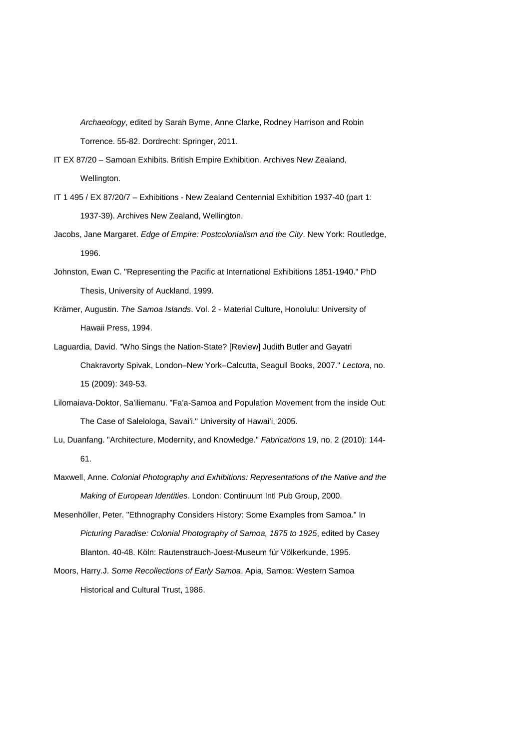*Archaeology*, edited by Sarah Byrne, Anne Clarke, Rodney Harrison and Robin Torrence. 55-82. Dordrecht: Springer, 2011.

IT EX 87/20 – Samoan Exhibits. British Empire Exhibition. Archives New Zealand, Wellington.

IT 1 495 / EX 87/20/7 – Exhibitions - New Zealand Centennial Exhibition 1937-40 (part 1: 1937-39). Archives New Zealand, Wellington.

Jacobs, Jane Margaret. *Edge of Empire: Postcolonialism and the City*. New York: Routledge, 1996.

Johnston, Ewan C. "Representing the Pacific at International Exhibitions 1851-1940." PhD Thesis, University of Auckland, 1999.

Krämer, Augustin. *The Samoa Islands*. Vol. 2 - Material Culture, Honolulu: University of Hawaii Press, 1994.

Laguardia, David. "Who Sings the Nation-State? [Review] Judith Butler and Gayatri Chakravorty Spivak, London–New York–Calcutta, Seagull Books, 2007." *Lectora*, no. 15 (2009): 349-53.

Lilomaiava-Doktor, Sa'iliemanu. "Fa'a-Samoa and Population Movement from the inside Out: The Case of Salelologa, Savai'i." University of Hawai'i, 2005.

Lu, Duanfang. "Architecture, Modernity, and Knowledge." *Fabrications* 19, no. 2 (2010): 144-61.

Maxwell, Anne. *Colonial Photography and Exhibitions: Representations of the Native and the Making of European Identities*. London: Continuum Intl Pub Group, 2000.

Mesenhöller, Peter. "Ethnography Considers History: Some Examples from Samoa." In *Picturing Paradise: Colonial Photography of Samoa, 1875 to 1925*, edited by Casey Blanton. 40-48. Köln: Rautenstrauch-Joest-Museum für Völkerkunde, 1995.

Moors, Harry.J. *Some Recollections of Early Samoa*. Apia, Samoa: Western Samoa Historical and Cultural Trust, 1986.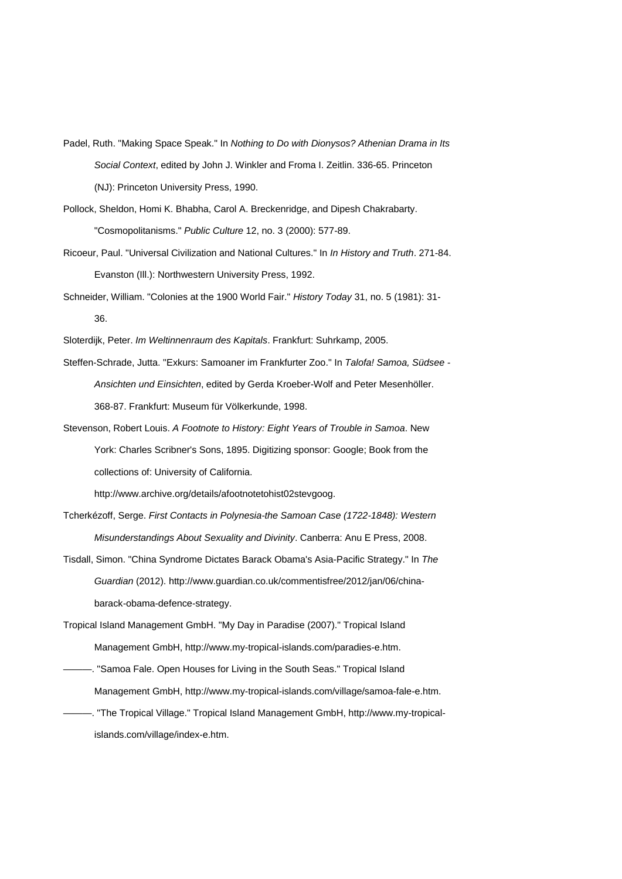Padel, Ruth. "Making Space Speak." In *Nothing to Do with Dionysos? Athenian Drama in Its Social Context*, edited by John J. Winkler and Froma I. Zeitlin. 336-65. Princeton (NJ): Princeton University Press, 1990.

Pollock, Sheldon, Homi K. Bhabha, Carol A. Breckenridge, and Dipesh Chakrabarty. "Cosmopolitanisms." *Public Culture* 12, no. 3 (2000): 577-89.

Ricoeur, Paul. "Universal Civilization and National Cultures." In *In History and Truth*. 271-84. Evanston (Ill.): Northwestern University Press, 1992.

Schneider, William. "Colonies at the 1900 World Fair." *History Today* 31, no. 5 (1981): 31-36.

Sloterdijk, Peter. *Im Weltinnenraum des Kapitals*. Frankfurt: Suhrkamp, 2005.

Steffen-Schrade, Jutta. "Exkurs: Samoaner im Frankfurter Zoo." In *Talofa! Samoa, Südsee - Ansichten und Einsichten*, edited by Gerda Kroeber-Wolf and Peter Mesenhöller. 368-87. Frankfurt: Museum für Völkerkunde, 1998.

Stevenson, Robert Louis. *A Footnote to History: Eight Years of Trouble in Samoa*. New York: Charles Scribner's Sons, 1895. Digitizing sponsor: Google; Book from the collections of: University of California. http://www.archive.org/details/afootnotetohist02stevgoog.

Tcherkézoff, Serge. *First Contacts in Polynesia-the Samoan Case (1722-1848): Western Misunderstandings About Sexuality and Divinity*. Canberra: Anu E Press, 2008.

Tisdall, Simon. "China Syndrome Dictates Barack Obama's Asia-Pacific Strategy." In *The Guardian* (2012). http://www.guardian.co.uk/commentisfree/2012/jan/06/china-barack-obama-defence-strategy.

Tropical Island Management GmbH. "My Day in Paradise (2007)." Tropical Island Management GmbH, http://www.my-tropical-islands.com/paradies-e.htm.

———. "Samoa Fale. Open Houses for Living in the South Seas." Tropical Island Management GmbH, http://www.my-tropical-islands.com/village/samoa-fale-e.htm.

———. "The Tropical Village." Tropical Island Management GmbH, http://www.my-tropical-islands.com/village/index-e.htm.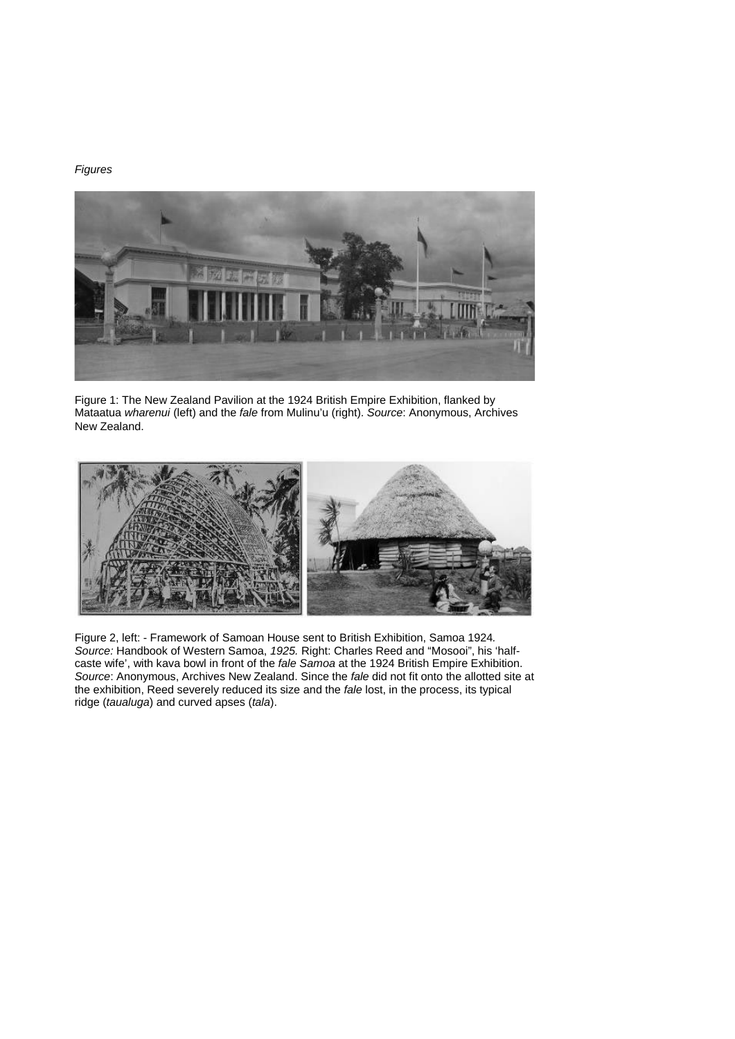*Figures*

Figure 1: The New Zealand Pavilion at the 1924 British Empire Exhibition, flanked by Mataatua *wharenui* (left) and the *fale* from Mulinu'u (right). *Source*: Anonymous, Archives New Zealand.

Figure 2, left: - Framework of Samoan House sent to British Exhibition, Samoa 1924. *Source:* Handbook of Western Samoa, *1925.* Right: Charles Reed and "Mosooi", his 'half-caste wife', with kava bowl in front of the *fale Samoa* at the 1924 British Empire Exhibition. *Source*: Anonymous, Archives New Zealand. Since the *fale* did not fit onto the allotted site at the exhibition, Reed severely reduced its size and the *fale* lost, in the process, its typical ridge (*taualuga*) and curved apses (*tala*).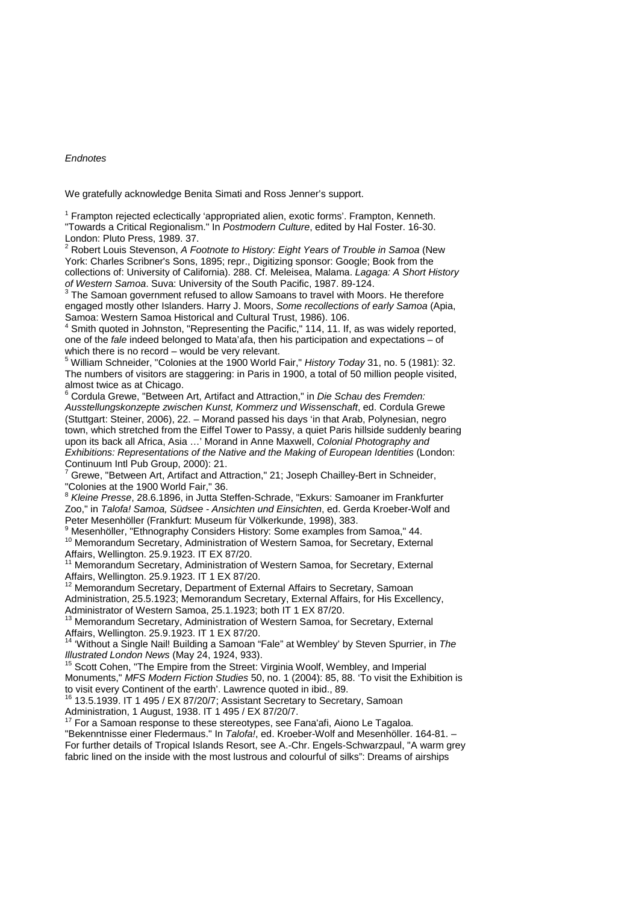*Endnotes*

We gratefully acknowledge Benita Simati and Ross Jenner's support.

[1] Frampton rejected eclectically 'appropriated alien, exotic forms'. Frampton, Kenneth. "Towards a Critical Regionalism." In *Postmodern Culture*, edited by Hal Foster. 16-30. London: Pluto Press, 1989. 37.

[2] Robert Louis Stevenson, *A Footnote to History: Eight Years of Trouble in Samoa* (New York: Charles Scribner's Sons, 1895; repr., Digitizing sponsor: Google; Book from the collections of: University of California). 288. Cf. Meleisea, Malama. *Lagaga: A Short History of Western Samoa*. Suva: University of the South Pacific, 1987. 89-124.

[3] The Samoan government refused to allow Samoans to travel with Moors. He therefore engaged mostly other Islanders. Harry J. Moors, *Some recollections of early Samoa* (Apia, Samoa: Western Samoa Historical and Cultural Trust, 1986). 106.

[4] Smith quoted in Johnston, "Representing the Pacific," 114, 11. If, as was widely reported, one of the *fale* indeed belonged to Mata'afa, then his participation and expectations – of which there is no record – would be very relevant.

[5] William Schneider, "Colonies at the 1900 World Fair," *History Today* 31, no. 5 (1981): 32. The numbers of visitors are staggering: in Paris in 1900, a total of 50 million people visited, almost twice as at Chicago.

[6] Cordula Grewe, "Between Art, Artifact and Attraction," in *Die Schau des Fremden: Ausstellungskonzepte zwischen Kunst, Kommerz und Wissenschaft*, ed. Cordula Grewe (Stuttgart: Steiner, 2006), 22. – Morand passed his days 'in that Arab, Polynesian, negro town, which stretched from the Eiffel Tower to Passy, a quiet Paris hillside suddenly bearing upon its back all Africa, Asia …' Morand in Anne Maxwell, *Colonial Photography and Exhibitions: Representations of the Native and the Making of European Identities* (London: Continuum Intl Pub Group, 2000): 21.

[7] Grewe, "Between Art, Artifact and Attraction," 21; Joseph Chailley-Bert in Schneider, "Colonies at the 1900 World Fair," 36.

[8] *Kleine Presse*, 28.6.1896, in Jutta Steffen-Schrade, "Exkurs: Samoaner im Frankfurter Zoo," in *Talofa! Samoa, Südsee - Ansichten und Einsichten*, ed. Gerda Kroeber-Wolf and Peter Mesenhöller (Frankfurt: Museum für Völkerkunde, 1998), 383.

[9] Mesenhöller, "Ethnography Considers History: Some examples from Samoa," 44.

[10] Memorandum Secretary, Administration of Western Samoa, for Secretary, External Affairs, Wellington. 25.9.1923. IT EX 87/20.

[11] Memorandum Secretary, Administration of Western Samoa, for Secretary, External Affairs, Wellington. 25.9.1923. IT 1 EX 87/20.

[12] Memorandum Secretary, Department of External Affairs to Secretary, Samoan Administration, 25.5.1923; Memorandum Secretary, External Affairs, for His Excellency, Administrator of Western Samoa, 25.1.1923; both IT 1 EX 87/20.

[13] Memorandum Secretary, Administration of Western Samoa, for Secretary, External Affairs, Wellington. 25.9.1923. IT 1 EX 87/20.

[14] 'Without a Single Nail! Building a Samoan "Fale" at Wembley' by Steven Spurrier, in *The Illustrated London News* (May 24, 1924, 933).

[15] Scott Cohen, "The Empire from the Street: Virginia Woolf, Wembley, and Imperial Monuments," *MFS Modern Fiction Studies* 50, no. 1 (2004): 85, 88. 'To visit the Exhibition is to visit every Continent of the earth'. Lawrence quoted in ibid., 89.

[16] 13.5.1939. IT 1 495 / EX 87/20/7; Assistant Secretary to Secretary, Samoan Administration, 1 August, 1938. IT 1 495 / EX 87/20/7.

[17] For a Samoan response to these stereotypes, see Fana'afi, Aiono Le Tagaloa. "Bekenntnisse einer Fledermaus." In *Talofa!*, ed. Kroeber-Wolf and Mesenhöller. 164-81. – For further details of Tropical Islands Resort, see A.-Chr. Engels-Schwarzpaul, "A warm grey fabric lined on the inside with the most lustrous and colourful of silks": Dreams of airships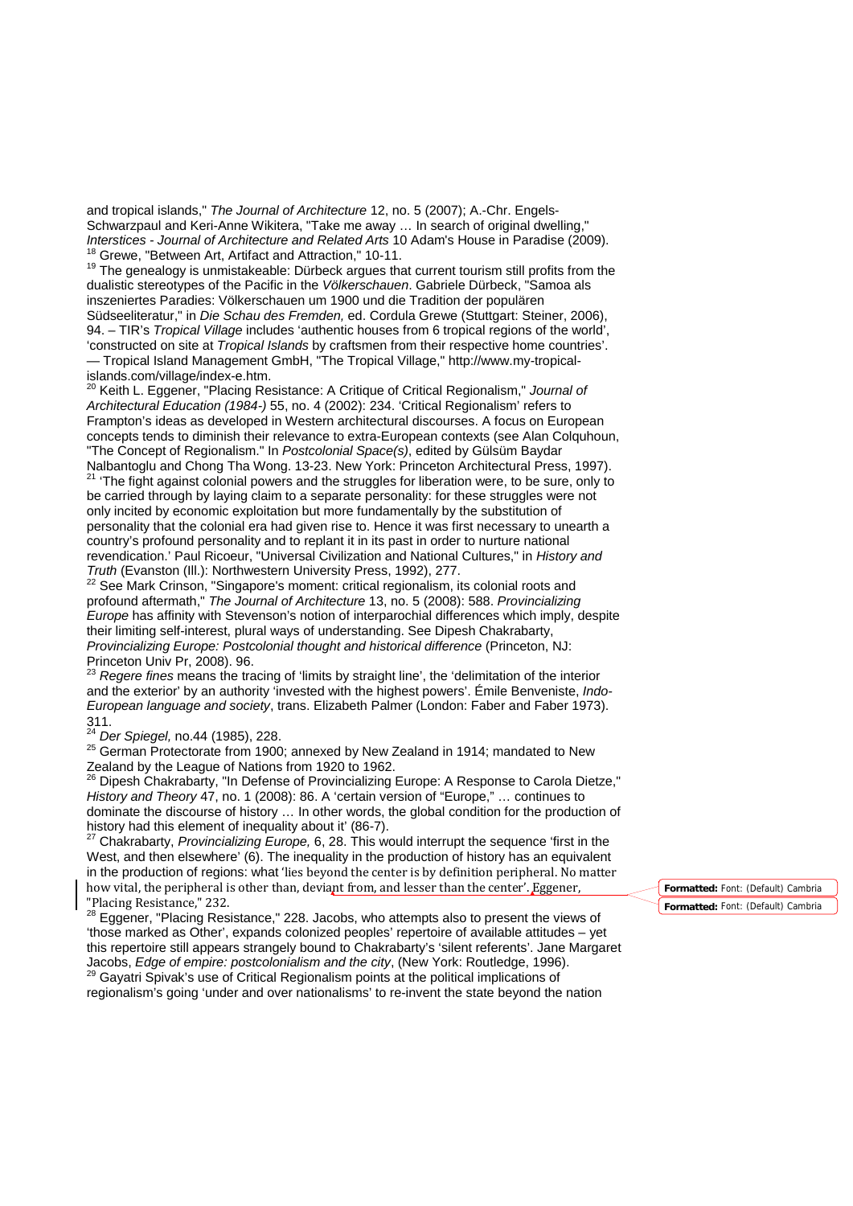and tropical islands," *The Journal of Architecture* 12, no. 5 (2007); A.-Chr. Engels-Schwarzpaul and Keri-Anne Wikitera, "Take me away … In search of original dwelling," *Interstices - Journal of Architecture and Related Arts* 10 Adam's House in Paradise (2009).

[18] Grewe, "Between Art, Artifact and Attraction," 10-11.

[19] The genealogy is unmistakeable: Dürbeck argues that current tourism still profits from the dualistic stereotypes of the Pacific in the *Völkerschauen*. Gabriele Dürbeck, "Samoa als inszeniertes Paradies: Völkerschauen um 1900 und die Tradition der populären Südseeliteratur," in *Die Schau des Fremden,* ed. Cordula Grewe (Stuttgart: Steiner, 2006), 94. – TIR's *Tropical Village* includes 'authentic houses from 6 tropical regions of the world', 'constructed on site at *Tropical Islands* by craftsmen from their respective home countries'. — Tropical Island Management GmbH, "The Tropical Village," http://www.my-tropical-islands.com/village/index-e.htm.

[20] Keith L. Eggener, "Placing Resistance: A Critique of Critical Regionalism," *Journal of Architectural Education (1984-)* 55, no. 4 (2002): 234. 'Critical Regionalism' refers to Frampton's ideas as developed in Western architectural discourses. A focus on European concepts tends to diminish their relevance to extra-European contexts (see Alan Colquhoun, "The Concept of Regionalism." In *Postcolonial Space(s)*, edited by Gülsüm Baydar Nalbantoglu and Chong Tha Wong. 13-23. New York: Princeton Architectural Press, 1997).

[21] 'The fight against colonial powers and the struggles for liberation were, to be sure, only to be carried through by laying claim to a separate personality: for these struggles were not only incited by economic exploitation but more fundamentally by the substitution of personality that the colonial era had given rise to. Hence it was first necessary to unearth a country's profound personality and to replant it in its past in order to nurture national revendication.' Paul Ricoeur, "Universal Civilization and National Cultures," in *History and Truth* (Evanston (Ill.): Northwestern University Press, 1992), 277.

[22] See Mark Crinson, "Singapore's moment: critical regionalism, its colonial roots and profound aftermath," *The Journal of Architecture* 13, no. 5 (2008): 588. *Provincializing Europe* has affinity with Stevenson's notion of interparochial differences which imply, despite their limiting self-interest, plural ways of understanding. See Dipesh Chakrabarty, *Provincializing Europe: Postcolonial thought and historical difference* (Princeton, NJ: Princeton Univ Pr, 2008). 96.

[23] *Regere fines* means the tracing of 'limits by straight line', the 'delimitation of the interior and the exterior' by an authority 'invested with the highest powers'. Émile Benveniste, *Indo-European language and society*, trans. Elizabeth Palmer (London: Faber and Faber 1973). 311.

[24] *Der Spiegel,* no.44 (1985), 228.

[25] German Protectorate from 1900; annexed by New Zealand in 1914; mandated to New Zealand by the League of Nations from 1920 to 1962.

[26] Dipesh Chakrabarty, "In Defense of Provincializing Europe: A Response to Carola Dietze," *History and Theory* 47, no. 1 (2008): 86. A 'certain version of "Europe," … continues to dominate the discourse of history … In other words, the global condition for the production of history had this element of inequality about it' (86-7).

[27] Chakrabarty, *Provincializing Europe,* 6, 28. This would interrupt the sequence 'first in the West, and then elsewhere' (6). The inequality in the production of history has an equivalent in the production of regions: what 'lies beyond the center is by definition peripheral. No matter how vital, the peripheral is other than, deviant from, and lesser than the center'. Eggener, "Placing Resistance," 232.

[28] Eggener, "Placing Resistance," 228. Jacobs, who attempts also to present the views of 'those marked as Other', expands colonized peoples' repertoire of available attitudes – yet this repertoire still appears strangely bound to Chakrabarty's 'silent referents'. Jane Margaret Jacobs, *Edge of empire: postcolonialism and the city*, (New York: Routledge, 1996).

[29] Gayatri Spivak's use of Critical Regionalism points at the political implications of regionalism's going 'under and over nationalisms' to re-invent the state beyond the nation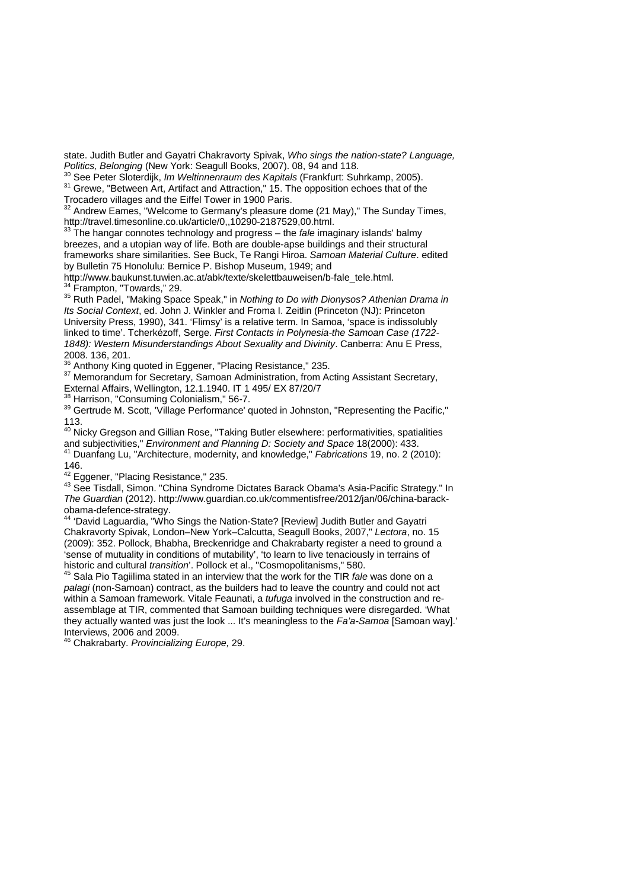state. Judith Butler and Gayatri Chakravorty Spivak, *Who sings the nation-state? Language, Politics, Belonging* (New York: Seagull Books, 2007). 08, 94 and 118.

[30] See Peter Sloterdijk, *Im Weltinnenraum des Kapitals* (Frankfurt: Suhrkamp, 2005).

[31] Grewe, "Between Art, Artifact and Attraction," 15. The opposition echoes that of the Trocadero villages and the Eiffel Tower in 1900 Paris.

[32] Andrew Eames, "Welcome to Germany's pleasure dome (21 May)," The Sunday Times, http://travel.timesonline.co.uk/article/0,,10290-2187529,00.html.

[33] The hangar connotes technology and progress – the *fale* imaginary islands' balmy breezes, and a utopian way of life. Both are double-apse buildings and their structural frameworks share similarities. See Buck, Te Rangi Hiroa. *Samoan Material Culture*. edited by Bulletin 75 Honolulu: Bernice P. Bishop Museum, 1949; and http://www.baukunst.tuwien.ac.at/abk/texte/skelettbauweisen/b-fale_tele.html.

[34] Frampton, "Towards," 29.

[35] Ruth Padel, "Making Space Speak," in *Nothing to Do with Dionysos? Athenian Drama in Its Social Context*, ed. John J. Winkler and Froma I. Zeitlin (Princeton (NJ): Princeton University Press, 1990), 341. 'Flimsy' is a relative term. In Samoa, 'space is indissolubly linked to time'. Tcherkézoff, Serge. *First Contacts in Polynesia-the Samoan Case (1722-1848): Western Misunderstandings About Sexuality and Divinity*. Canberra: Anu E Press, 2008. 136, 201.

[36] Anthony King quoted in Eggener, "Placing Resistance," 235.

[37] Memorandum for Secretary, Samoan Administration, from Acting Assistant Secretary, External Affairs, Wellington, 12.1.1940. IT 1 495/ EX 87/20/7

[38] Harrison, "Consuming Colonialism," 56-7.

[39] Gertrude M. Scott, 'Village Performance' quoted in Johnston, "Representing the Pacific," 113.

[40] Nicky Gregson and Gillian Rose, "Taking Butler elsewhere: performativities, spatialities and subjectivities," *Environment and Planning D: Society and Space* 18(2000): 433.

[41] Duanfang Lu, "Architecture, modernity, and knowledge," *Fabrications* 19, no. 2 (2010): 146.

[42] Eggener, "Placing Resistance," 235.

[43] See Tisdall, Simon. "China Syndrome Dictates Barack Obama's Asia-Pacific Strategy." In *The Guardian* (2012). http://www.guardian.co.uk/commentisfree/2012/jan/06/china-barack-obama-defence-strategy.

[44] 'David Laguardia, "Who Sings the Nation-State? [Review] Judith Butler and Gayatri Chakravorty Spivak, London–New York–Calcutta, Seagull Books, 2007," *Lectora*, no. 15 (2009): 352. Pollock, Bhabha, Breckenridge and Chakrabarty register a need to ground a 'sense of mutuality in conditions of mutability', 'to learn to live tenaciously in terrains of historic and cultural *transition*'. Pollock et al., "Cosmopolitanisms," 580.

[45] Sala Pio Tagiilima stated in an interview that the work for the TIR *fale* was done on a *palagi* (non-Samoan) contract, as the builders had to leave the country and could not act within a Samoan framework. Vitale Feaunati, a *tufuga* involved in the construction and re-assemblage at TIR, commented that Samoan building techniques were disregarded. 'What they actually wanted was just the look ... It's meaningless to the *Fa'a-Samoa* [Samoan way].' Interviews, 2006 and 2009.

[46] Chakrabarty. *Provincializing Europe,* 29.